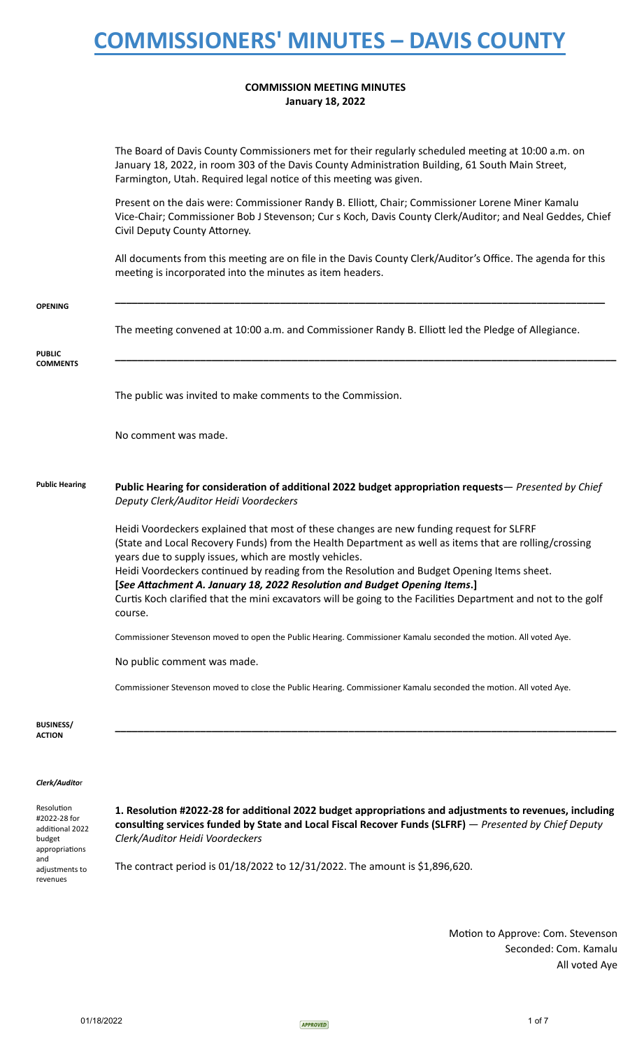# COMMISSIONERS' MINUTES – DAVIS COUNTY

**COMMISSION MEETING MINUTES**
**January 18, 2022**

The Board of Davis County Commissioners met for their regularly scheduled meeting at 10:00 a.m. on January 18, 2022, in room 303 of the Davis County Administration Building, 61 South Main Street, Farmington, Utah. Required legal notice of this meeting was given.

Present on the dais were: Commissioner Randy B. Elliott, Chair; Commissioner Lorene Miner Kamalu Vice-Chair; Commissioner Bob J Stevenson; Cur s Koch, Davis County Clerk/Auditor; and Neal Geddes, Chief Civil Deputy County Attorney.

All documents from this meeting are on file in the Davis County Clerk/Auditor's Office. The agenda for this meeting is incorporated into the minutes as item headers.

**OPENING**

The meeting convened at 10:00 a.m. and Commissioner Randy B. Elliott led the Pledge of Allegiance.

**PUBLIC COMMENTS**

The public was invited to make comments to the Commission.

No comment was made.

**Public Hearing**

**Public Hearing for consideration of additional 2022 budget appropriation requests**— *Presented by Chief Deputy Clerk/Auditor Heidi Voordeckers*

Heidi Voordeckers explained that most of these changes are new funding request for SLFRF (State and Local Recovery Funds) from the Health Department as well as items that are rolling/crossing years due to supply issues, which are mostly vehicles.

Heidi Voordeckers continued by reading from the Resolution and Budget Opening Items sheet.

**[*See Attachment A. January 18, 2022 Resolution and Budget Opening Items*.]**

Curtis Koch clarified that the mini excavators will be going to the Facilities Department and not to the golf course.

Commissioner Stevenson moved to open the Public Hearing. Commissioner Kamalu seconded the motion. All voted Aye.

No public comment was made.

Commissioner Stevenson moved to close the Public Hearing. Commissioner Kamalu seconded the motion. All voted Aye.

**BUSINESS/ ACTION**

***Clerk/Auditor***

Resolution #2022-28 for additional 2022 budget appropriations and adjustments to revenues

**1. Resolution #2022-28 for additional 2022 budget appropriations and adjustments to revenues, including consulting services funded by State and Local Fiscal Recover Funds (SLFRF)** — *Presented by Chief Deputy Clerk/Auditor Heidi Voordeckers*

The contract period is 01/18/2022 to 12/31/2022. The amount is $1,896,620.

Motion to Approve: Com. Stevenson
Seconded: Com. Kamalu
All voted Aye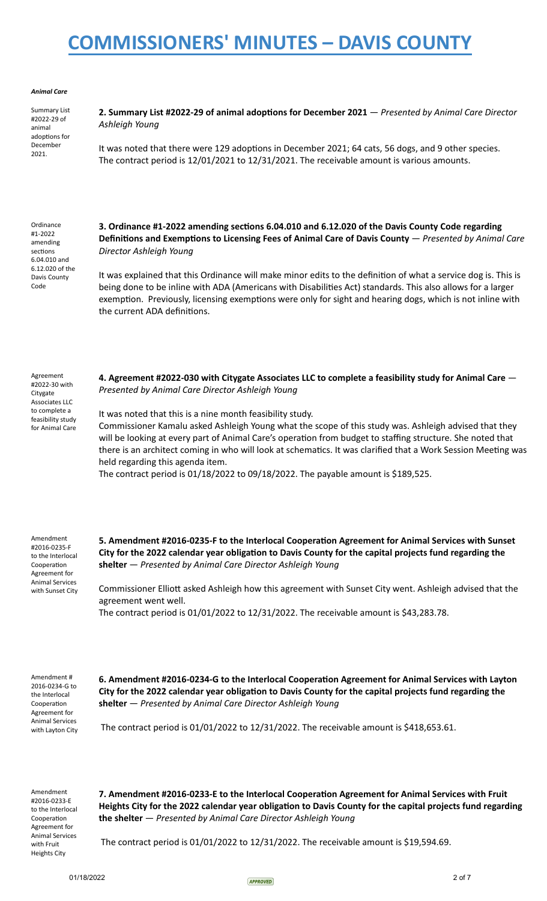# COMMISSIONERS' MINUTES – DAVIS COUNTY

***Animal Care***

Summary List #2022-29 of animal adoptions for December 2021.

**2. Summary List #2022-29 of animal adoptions for December 2021** — *Presented by Animal Care Director Ashleigh Young*

It was noted that there were 129 adoptions in December 2021; 64 cats, 56 dogs, and 9 other species. The contract period is 12/01/2021 to 12/31/2021. The receivable amount is various amounts.

Ordinance #1-2022 amending sections 6.04.010 and 6.12.020 of the Davis County Code

**3. Ordinance #1-2022 amending sections 6.04.010 and 6.12.020 of the Davis County Code regarding Definitions and Exemptions to Licensing Fees of Animal Care of Davis County** — *Presented by Animal Care Director Ashleigh Young*

It was explained that this Ordinance will make minor edits to the definition of what a service dog is. This is being done to be inline with ADA (Americans with Disabilities Act) standards. This also allows for a larger exemption. Previously, licensing exemptions were only for sight and hearing dogs, which is not inline with the current ADA definitions.

Agreement #2022-30 with Citygate Associates LLC to complete a feasibility study for Animal Care

**4. Agreement #2022-030 with Citygate Associates LLC to complete a feasibility study for Animal Care** — *Presented by Animal Care Director Ashleigh Young*

It was noted that this is a nine month feasibility study.

Commissioner Kamalu asked Ashleigh Young what the scope of this study was. Ashleigh advised that they will be looking at every part of Animal Care's operation from budget to staffing structure. She noted that there is an architect coming in who will look at schematics. It was clarified that a Work Session Meeting was held regarding this agenda item.

The contract period is 01/18/2022 to 09/18/2022. The payable amount is $189,525.

Amendment #2016-0235-F to the Interlocal Cooperation Agreement for Animal Services with Sunset City

**5. Amendment #2016-0235-F to the Interlocal Cooperation Agreement for Animal Services with Sunset City for the 2022 calendar year obligation to Davis County for the capital projects fund regarding the shelter** — *Presented by Animal Care Director Ashleigh Young*

Commissioner Elliott asked Ashleigh how this agreement with Sunset City went. Ashleigh advised that the agreement went well.

The contract period is 01/01/2022 to 12/31/2022. The receivable amount is $43,283.78.

Amendment # 2016-0234-G to the Interlocal Cooperation Agreement for Animal Services with Layton City

**6. Amendment #2016-0234-G to the Interlocal Cooperation Agreement for Animal Services with Layton City for the 2022 calendar year obligation to Davis County for the capital projects fund regarding the shelter** — *Presented by Animal Care Director Ashleigh Young*

The contract period is 01/01/2022 to 12/31/2022. The receivable amount is $418,653.61.

Amendment #2016-0233-E to the Interlocal Cooperation Agreement for Animal Services with Fruit Heights City

**7. Amendment #2016-0233-E to the Interlocal Cooperation Agreement for Animal Services with Fruit Heights City for the 2022 calendar year obligation to Davis County for the capital projects fund regarding the shelter** — *Presented by Animal Care Director Ashleigh Young*

The contract period is 01/01/2022 to 12/31/2022. The receivable amount is $19,594.69.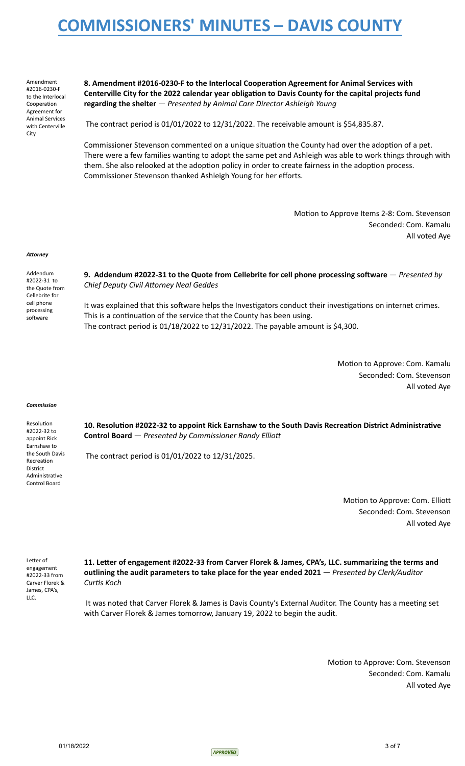# COMMISSIONERS' MINUTES – DAVIS COUNTY

Amendment #2016-0230-F to the Interlocal Cooperation Agreement for Animal Services with Centerville City

**8. Amendment #2016-0230-F to the Interlocal Cooperation Agreement for Animal Services with Centerville City for the 2022 calendar year obligation to Davis County for the capital projects fund regarding the shelter** — *Presented by Animal Care Director Ashleigh Young*

The contract period is 01/01/2022 to 12/31/2022. The receivable amount is $54,835.87.

Commissioner Stevenson commented on a unique situation the County had over the adoption of a pet. There were a few families wanting to adopt the same pet and Ashleigh was able to work things through with them. She also relooked at the adoption policy in order to create fairness in the adoption process. Commissioner Stevenson thanked Ashleigh Young for her efforts.

Motion to Approve Items 2-8: Com. Stevenson
Seconded: Com. Kamalu
All voted Aye

***Attorney***

Addendum #2022-31 to the Quote from Cellebrite for cell phone processing software

**9. Addendum #2022-31 to the Quote from Cellebrite for cell phone processing software** — *Presented by Chief Deputy Civil Attorney Neal Geddes*

It was explained that this software helps the Investigators conduct their investigations on internet crimes. This is a continuation of the service that the County has been using.
The contract period is 01/18/2022 to 12/31/2022. The payable amount is $4,300.

Motion to Approve: Com. Kamalu
Seconded: Com. Stevenson
All voted Aye

***Commission***

Resolution #2022-32 to appoint Rick Earnshaw to the South Davis Recreation District Administrative Control Board

**10. Resolution #2022-32 to appoint Rick Earnshaw to the South Davis Recreation District Administrative Control Board** — *Presented by Commissioner Randy Elliott*

The contract period is 01/01/2022 to 12/31/2025.

Motion to Approve: Com. Elliott
Seconded: Com. Stevenson
All voted Aye

Letter of engagement #2022-33 from Carver Florek & James, CPA's, LLC.

**11. Letter of engagement #2022-33 from Carver Florek & James, CPA's, LLC. summarizing the terms and outlining the audit parameters to take place for the year ended 2021** — *Presented by Clerk/Auditor Curtis Koch*

It was noted that Carver Florek & James is Davis County's External Auditor. The County has a meeting set with Carver Florek & James tomorrow, January 19, 2022 to begin the audit.

Motion to Approve: Com. Stevenson
Seconded: Com. Kamalu
All voted Aye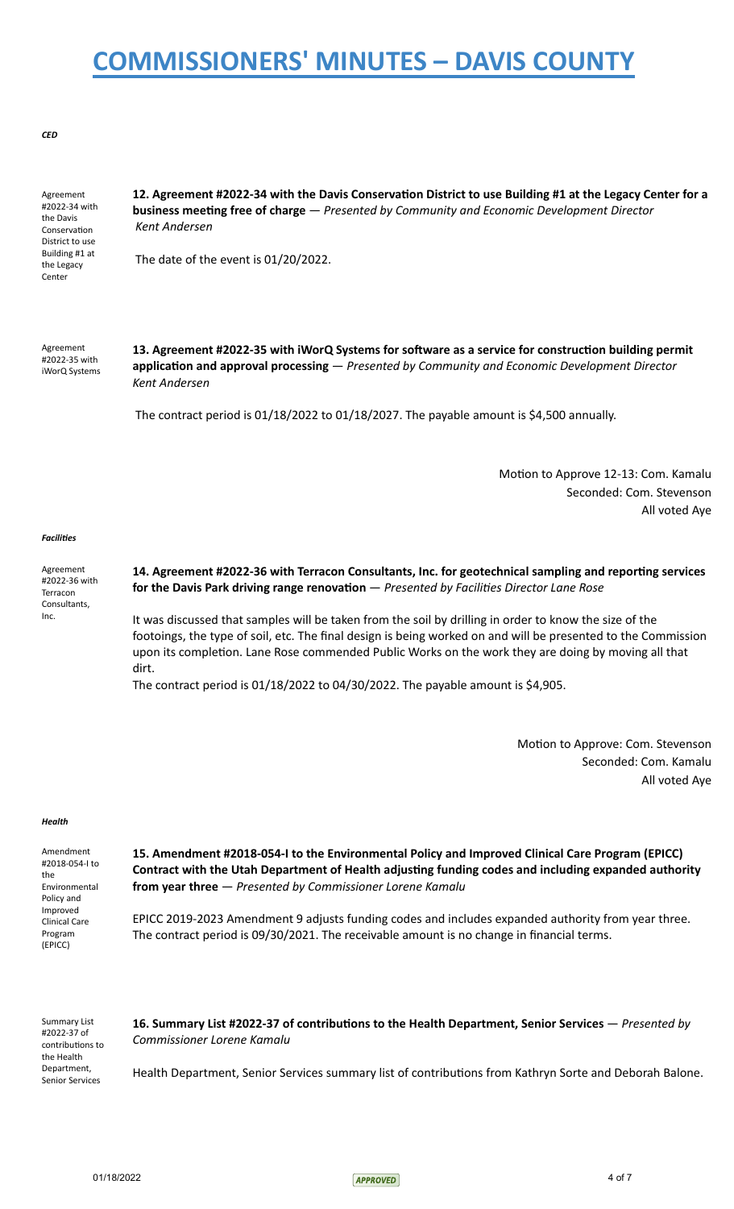# COMMISSIONERS' MINUTES – DAVIS COUNTY

***CED***

Agreement #2022-34 with the Davis Conservation District to use Building #1 at the Legacy Center

**12. Agreement #2022-34 with the Davis Conservation District to use Building #1 at the Legacy Center for a business meeting free of charge** — *Presented by Community and Economic Development Director Kent Andersen*

The date of the event is 01/20/2022.

Agreement #2022-35 with iWorQ Systems

**13. Agreement #2022-35 with iWorQ Systems for software as a service for construction building permit application and approval processing** — *Presented by Community and Economic Development Director Kent Andersen*

The contract period is 01/18/2022 to 01/18/2027. The payable amount is $4,500 annually.

Motion to Approve 12-13: Com. Kamalu
Seconded: Com. Stevenson
All voted Aye

***Facilities***

Agreement #2022-36 with Terracon Consultants, Inc.

**14. Agreement #2022-36 with Terracon Consultants, Inc. for geotechnical sampling and reporting services for the Davis Park driving range renovation** — *Presented by Facilities Director Lane Rose*

It was discussed that samples will be taken from the soil by drilling in order to know the size of the footoings, the type of soil, etc. The final design is being worked on and will be presented to the Commission upon its completion. Lane Rose commended Public Works on the work they are doing by moving all that dirt.
The contract period is 01/18/2022 to 04/30/2022. The payable amount is $4,905.

Motion to Approve: Com. Stevenson
Seconded: Com. Kamalu
All voted Aye

***Health***

Amendment #2018-054-I to the Environmental Policy and Improved Clinical Care Program (EPICC)

**15. Amendment #2018-054-I to the Environmental Policy and Improved Clinical Care Program (EPICC) Contract with the Utah Department of Health adjusting funding codes and including expanded authority from year three** — *Presented by Commissioner Lorene Kamalu*

EPICC 2019-2023 Amendment 9 adjusts funding codes and includes expanded authority from year three. The contract period is 09/30/2021. The receivable amount is no change in financial terms.

Summary List #2022-37 of contributions to the Health Department, Senior Services

**16. Summary List #2022-37 of contributions to the Health Department, Senior Services** — *Presented by Commissioner Lorene Kamalu*

Health Department, Senior Services summary list of contributions from Kathryn Sorte and Deborah Balone.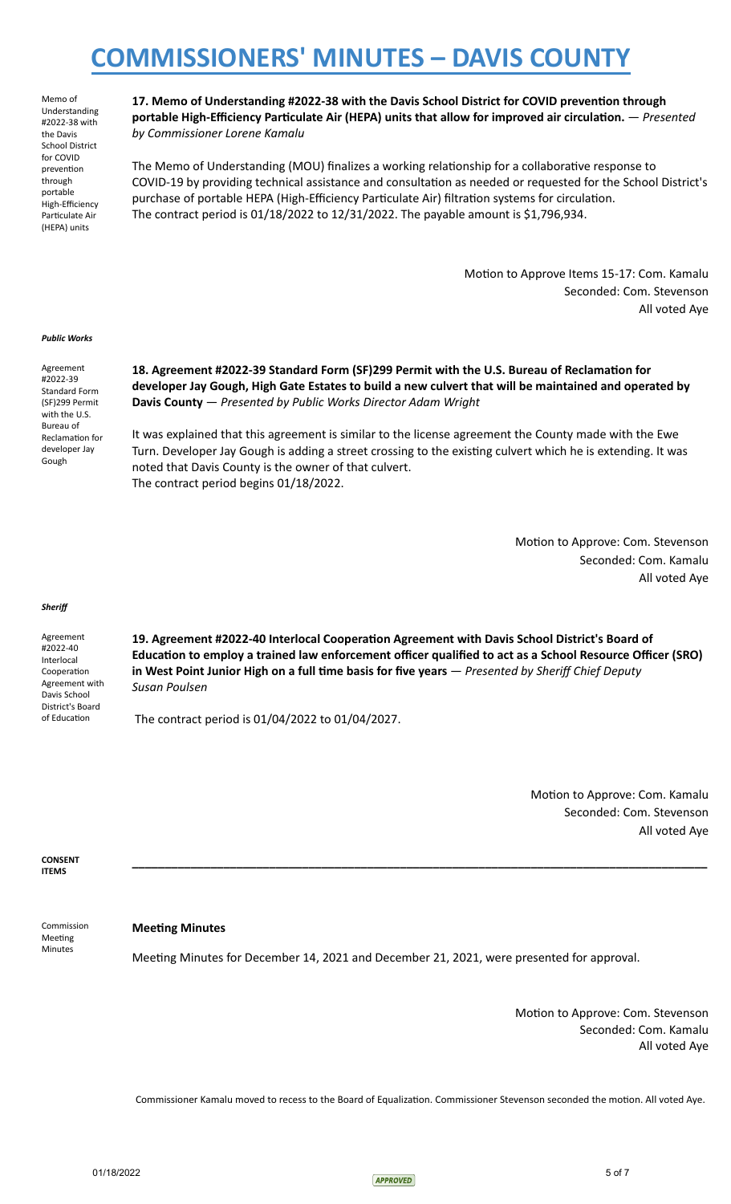Memo of Understanding #2022-38 with the Davis School District for COVID prevention through portable High-Efficiency Particulate Air (HEPA) units

**17. Memo of Understanding #2022-38 with the Davis School District for COVID prevention through portable High-Efficiency Particulate Air (HEPA) units that allow for improved air circulation.** — *Presented by Commissioner Lorene Kamalu*

The Memo of Understanding (MOU) finalizes a working relationship for a collaborative response to COVID-19 by providing technical assistance and consultation as needed or requested for the School District's purchase of portable HEPA (High-Efficiency Particulate Air) filtration systems for circulation. The contract period is 01/18/2022 to 12/31/2022. The payable amount is $1,796,934.

Motion to Approve Items 15-17: Com. Kamalu
Seconded: Com. Stevenson
All voted Aye

***Public Works***

Agreement #2022-39 Standard Form (SF)299 Permit with the U.S. Bureau of Reclamation for developer Jay Gough

**18. Agreement #2022-39 Standard Form (SF)299 Permit with the U.S. Bureau of Reclamation for developer Jay Gough, High Gate Estates to build a new culvert that will be maintained and operated by Davis County** — *Presented by Public Works Director Adam Wright*

It was explained that this agreement is similar to the license agreement the County made with the Ewe Turn. Developer Jay Gough is adding a street crossing to the existing culvert which he is extending. It was noted that Davis County is the owner of that culvert.
The contract period begins 01/18/2022.

Motion to Approve: Com. Stevenson
Seconded: Com. Kamalu
All voted Aye

***Sheriff***

Agreement #2022-40 Interlocal Cooperation Agreement with Davis School District's Board of Education

**19. Agreement #2022-40 Interlocal Cooperation Agreement with Davis School District's Board of Education to employ a trained law enforcement officer qualified to act as a School Resource Officer (SRO) in West Point Junior High on a full time basis for five years** — *Presented by Sheriff Chief Deputy Susan Poulsen*

The contract period is 01/04/2022 to 01/04/2027.

Motion to Approve: Com. Kamalu
Seconded: Com. Stevenson
All voted Aye

**CONSENT ITEMS**

---

Commission Meeting Minutes

**Meeting Minutes**

Meeting Minutes for December 14, 2021 and December 21, 2021, were presented for approval.

Motion to Approve: Com. Stevenson
Seconded: Com. Kamalu
All voted Aye

Commissioner Kamalu moved to recess to the Board of Equalization. Commissioner Stevenson seconded the motion. All voted Aye.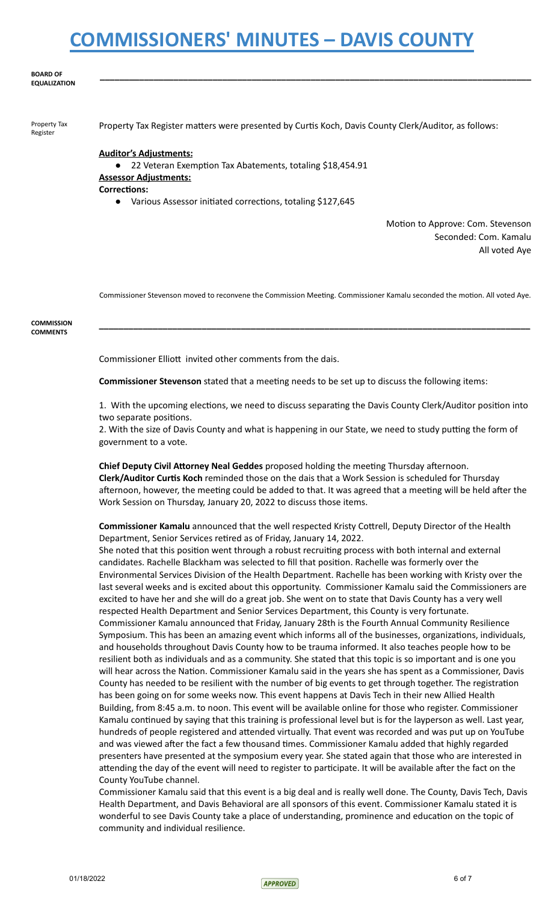**BOARD OF EQUALIZATION**

---

Property Tax Register

Property Tax Register matters were presented by Curtis Koch, Davis County Clerk/Auditor, as follows:

**Auditor's Adjustments:**

- 22 Veteran Exemption Tax Abatements, totaling $18,454.91

**Assessor Adjustments:**

**Corrections:**

- Various Assessor initiated corrections, totaling $127,645

Motion to Approve: Com. Stevenson
Seconded: Com. Kamalu
All voted Aye

Commissioner Stevenson moved to reconvene the Commission Meeting. Commissioner Kamalu seconded the motion. All voted Aye.

**COMMISSION COMMENTS**

---

Commissioner Elliott invited other comments from the dais.

**Commissioner Stevenson** stated that a meeting needs to be set up to discuss the following items:

1. With the upcoming elections, we need to discuss separating the Davis County Clerk/Auditor position into two separate positions.
2. With the size of Davis County and what is happening in our State, we need to study putting the form of government to a vote.

**Chief Deputy Civil Attorney Neal Geddes** proposed holding the meeting Thursday afternoon.
**Clerk/Auditor Curtis Koch** reminded those on the dais that a Work Session is scheduled for Thursday afternoon, however, the meeting could be added to that. It was agreed that a meeting will be held after the Work Session on Thursday, January 20, 2022 to discuss those items.

**Commissioner Kamalu** announced that the well respected Kristy Cottrell, Deputy Director of the Health Department, Senior Services retired as of Friday, January 14, 2022.
She noted that this position went through a robust recruiting process with both internal and external candidates. Rachelle Blackham was selected to fill that position. Rachelle was formerly over the Environmental Services Division of the Health Department. Rachelle has been working with Kristy over the last several weeks and is excited about this opportunity. Commissioner Kamalu said the Commissioners are excited to have her and she will do a great job. She went on to state that Davis County has a very well respected Health Department and Senior Services Department, this County is very fortunate.
Commissioner Kamalu announced that Friday, January 28th is the Fourth Annual Community Resilience Symposium. This has been an amazing event which informs all of the businesses, organizations, individuals, and households throughout Davis County how to be trauma informed. It also teaches people how to be resilient both as individuals and as a community. She stated that this topic is so important and is one you will hear across the Nation. Commissioner Kamalu said in the years she has spent as a Commissioner, Davis County has needed to be resilient with the number of big events to get through together. The registration has been going on for some weeks now. This event happens at Davis Tech in their new Allied Health Building, from 8:45 a.m. to noon. This event will be available online for those who register. Commissioner Kamalu continued by saying that this training is professional level but is for the layperson as well. Last year, hundreds of people registered and attended virtually. That event was recorded and was put up on YouTube and was viewed after the fact a few thousand times. Commissioner Kamalu added that highly regarded presenters have presented at the symposium every year. She stated again that those who are interested in attending the day of the event will need to register to participate. It will be available after the fact on the County YouTube channel.
Commissioner Kamalu said that this event is a big deal and is really well done. The County, Davis Tech, Davis Health Department, and Davis Behavioral are all sponsors of this event. Commissioner Kamalu stated it is wonderful to see Davis County take a place of understanding, prominence and education on the topic of community and individual resilience.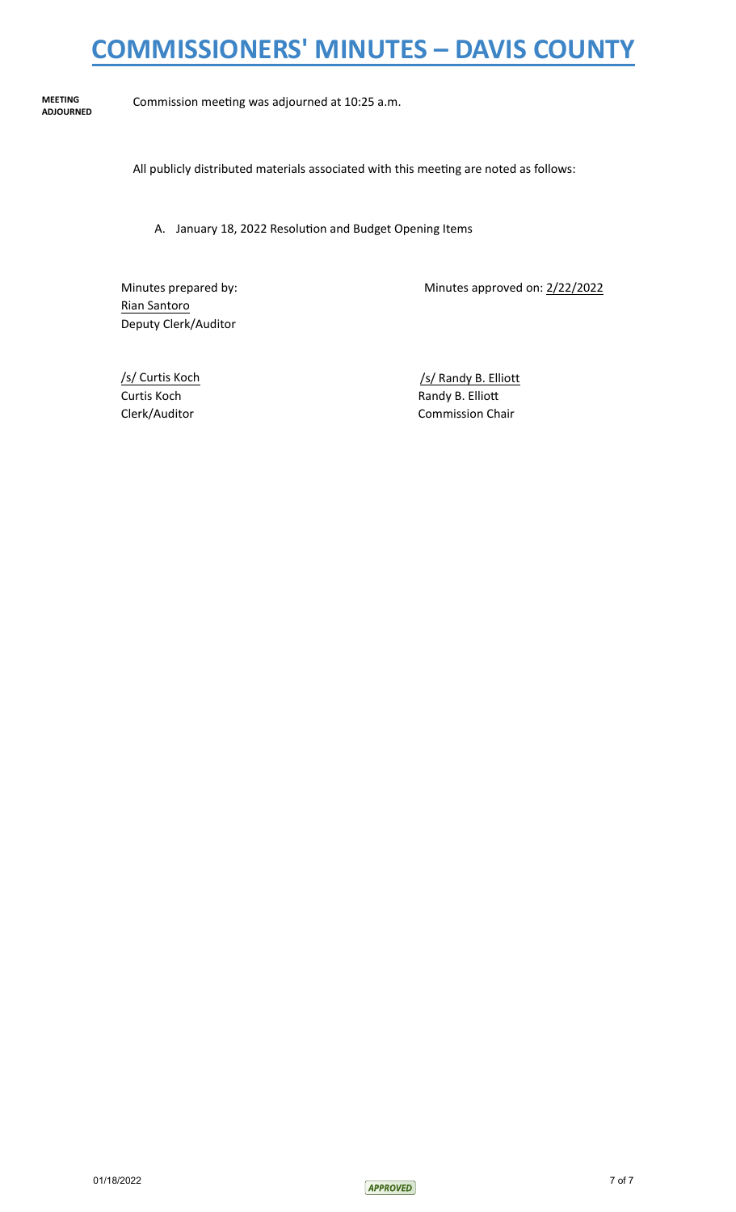**MEETING ADJOURNED**

Commission meeting was adjourned at 10:25 a.m.

All publicly distributed materials associated with this meeting are noted as follows:

A. January 18, 2022 Resolution and Budget Opening Items

Minutes prepared by:
Rian Santoro
Deputy Clerk/Auditor

Minutes approved on: 2/22/2022

/s/ Curtis Koch
Curtis Koch
Clerk/Auditor

/s/ Randy B. Elliott
Randy B. Elliott
Commission Chair

APPROVED